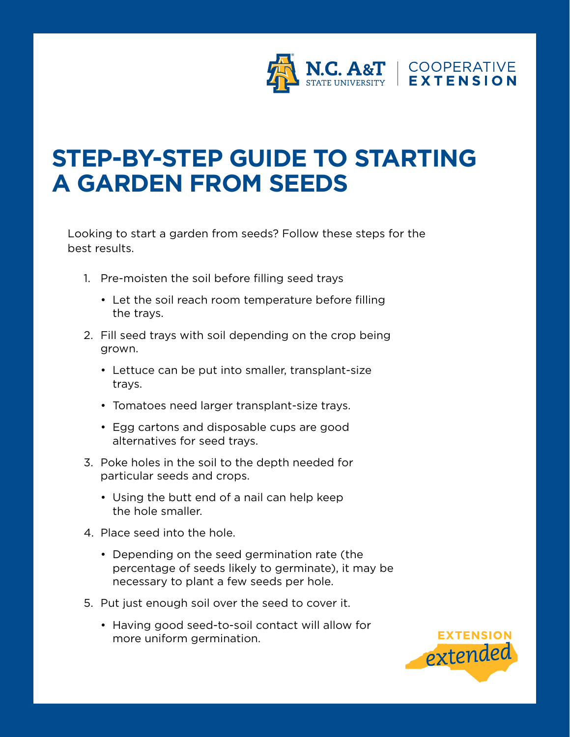# STEP-BY-STEP GUIDE TO STARTING A GARDEN FROM SEEDS

Looking to start a garden from seeds? Follow these steps for the best results.

1. Pre-moisten the soil before filling seed trays
   - Let the soil reach room temperature before filling the trays.
2. Fill seed trays with soil depending on the crop being grown.
   - Lettuce can be put into smaller, transplant-size trays.
   - Tomatoes need larger transplant-size trays.
   - Egg cartons and disposable cups are good alternatives for seed trays.
3. Poke holes in the soil to the depth needed for particular seeds and crops.
   - Using the butt end of a nail can help keep the hole smaller.
4. Place seed into the hole.
   - Depending on the seed germination rate (the percentage of seeds likely to germinate), it may be necessary to plant a few seeds per hole.
5. Put just enough soil over the seed to cover it.
   - Having good seed-to-soil contact will allow for more uniform germination.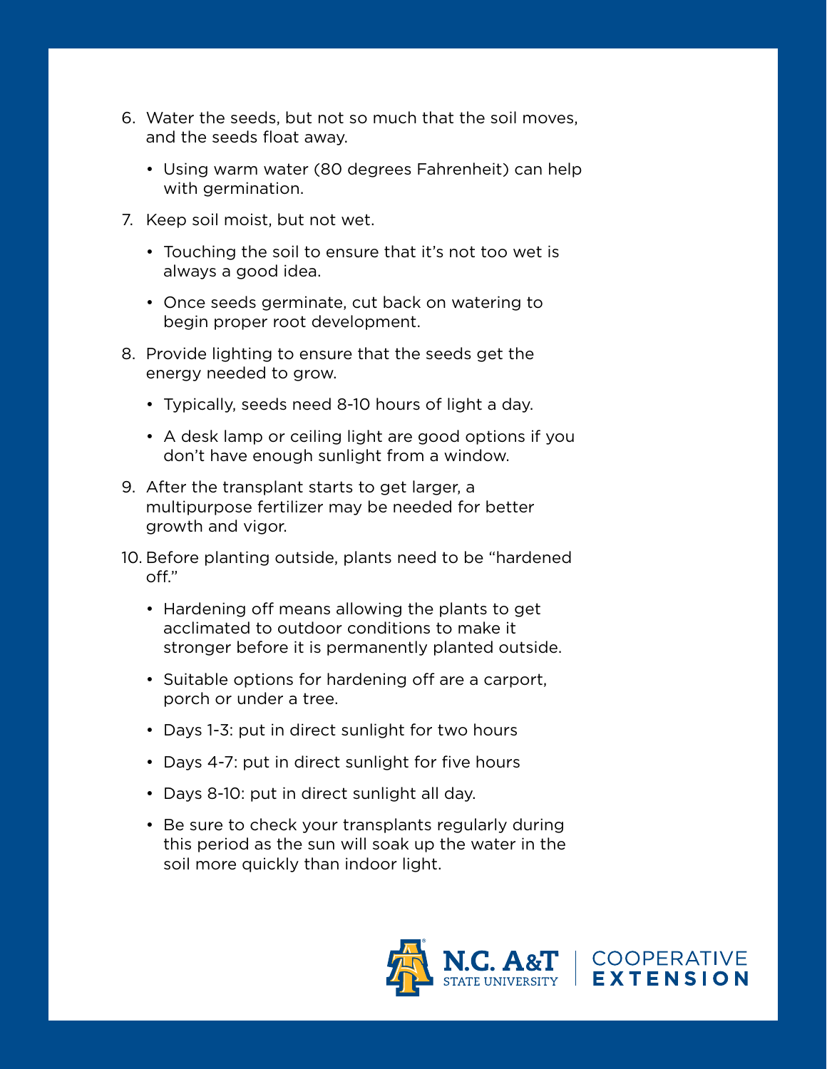6. Water the seeds, but not so much that the soil moves, and the seeds float away.
    - Using warm water (80 degrees Fahrenheit) can help with germination.
7. Keep soil moist, but not wet.
    - Touching the soil to ensure that it's not too wet is always a good idea.
    - Once seeds germinate, cut back on watering to begin proper root development.
8. Provide lighting to ensure that the seeds get the energy needed to grow.
    - Typically, seeds need 8-10 hours of light a day.
    - A desk lamp or ceiling light are good options if you don't have enough sunlight from a window.
9. After the transplant starts to get larger, a multipurpose fertilizer may be needed for better growth and vigor.
10. Before planting outside, plants need to be "hardened off."
    - Hardening off means allowing the plants to get acclimated to outdoor conditions to make it stronger before it is permanently planted outside.
    - Suitable options for hardening off are a carport, porch or under a tree.
    - Days 1-3: put in direct sunlight for two hours
    - Days 4-7: put in direct sunlight for five hours
    - Days 8-10: put in direct sunlight all day.
    - Be sure to check your transplants regularly during this period as the sun will soak up the water in the soil more quickly than indoor light.

N.C. A&T STATE UNIVERSITY | COOPERATIVE EXTENSION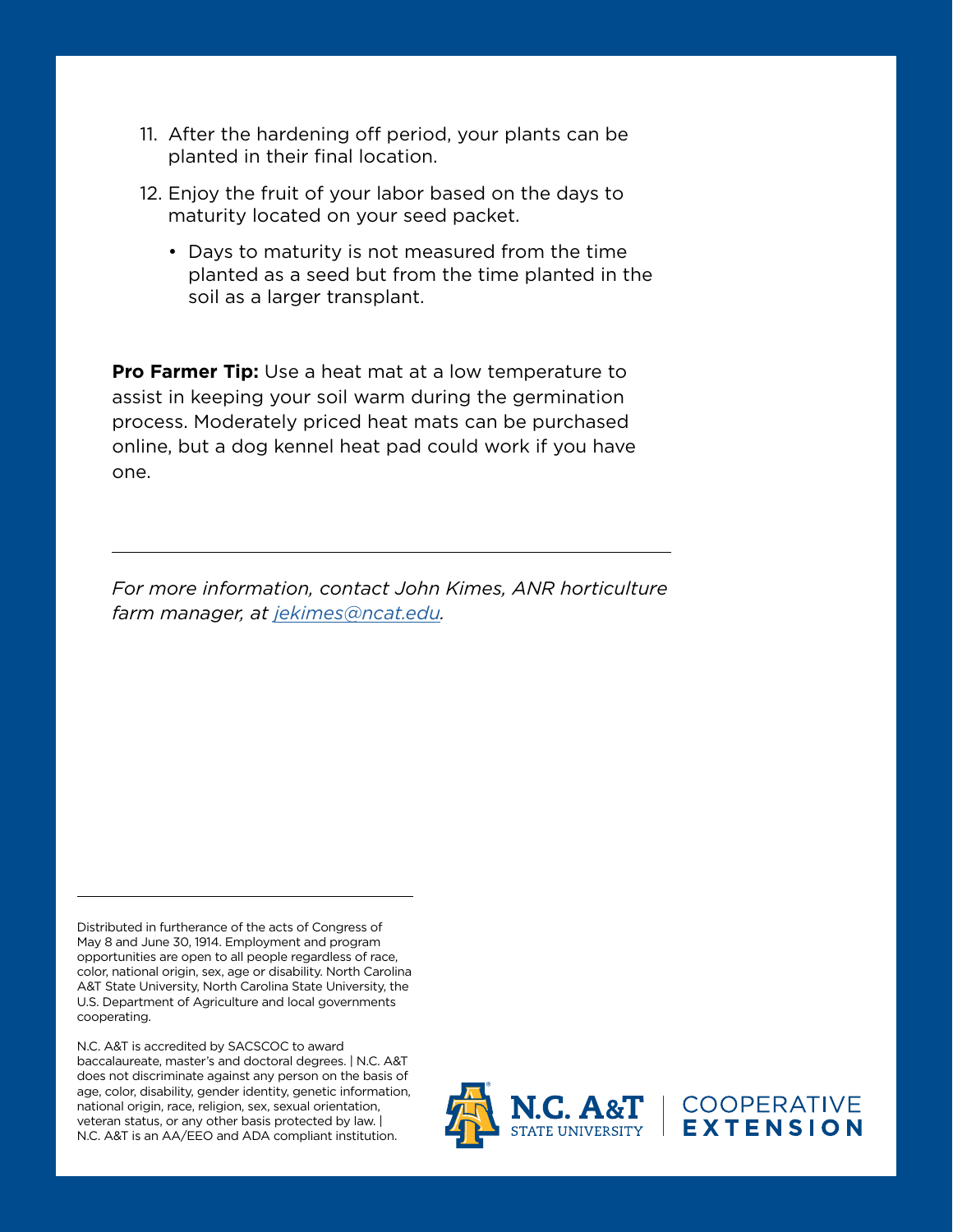11. After the hardening off period, your plants can be planted in their final location.

12. Enjoy the fruit of your labor based on the days to maturity located on your seed packet.

    - Days to maturity is not measured from the time planted as a seed but from the time planted in the soil as a larger transplant.

**Pro Farmer Tip:** Use a heat mat at a low temperature to assist in keeping your soil warm during the germination process. Moderately priced heat mats can be purchased online, but a dog kennel heat pad could work if you have one.

---

*For more information, contact John Kimes, ANR horticulture farm manager, at [jekimes@ncat.edu](mailto:jekimes@ncat.edu).*

---

Distributed in furtherance of the acts of Congress of May 8 and June 30, 1914. Employment and program opportunities are open to all people regardless of race, color, national origin, sex, age or disability. North Carolina A&T State University, North Carolina State University, the U.S. Department of Agriculture and local governments cooperating.

N.C. A&T is accredited by SACSCOC to award baccalaureate, master's and doctoral degrees. | N.C. A&T does not discriminate against any person on the basis of age, color, disability, gender identity, genetic information, national origin, race, religion, sex, sexual orientation, veteran status, or any other basis protected by law. | N.C. A&T is an AA/EEO and ADA compliant institution.

N.C. A&T STATE UNIVERSITY | COOPERATIVE EXTENSION